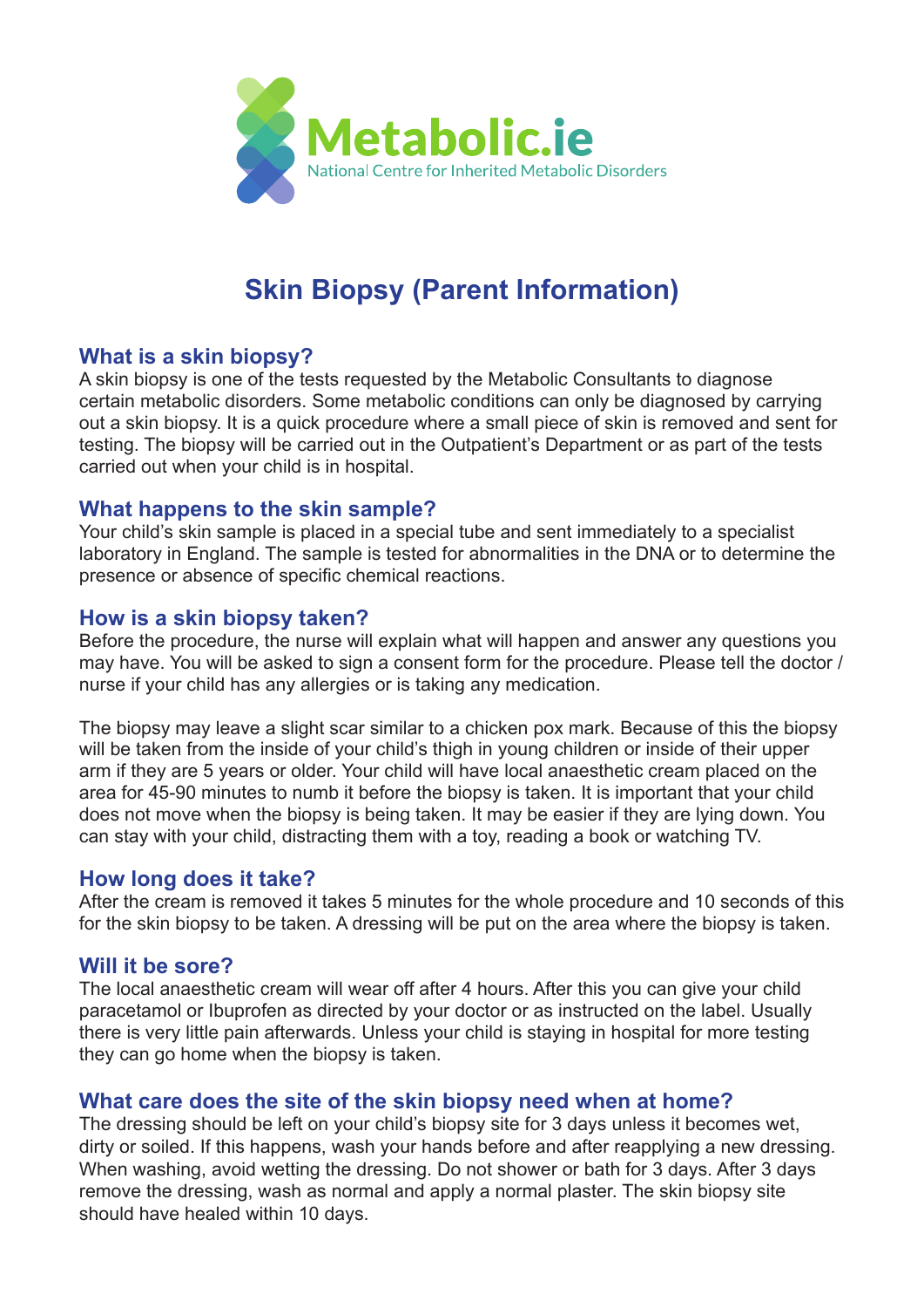Metabolic.ie

National Centre for Inherited Metabolic Disorders

# Skin Biopsy (Parent Information)

## What is a skin biopsy?

A skin biopsy is one of the tests requested by the Metabolic Consultants to diagnose certain metabolic disorders. Some metabolic conditions can only be diagnosed by carrying out a skin biopsy. It is a quick procedure where a small piece of skin is removed and sent for testing. The biopsy will be carried out in the Outpatient's Department or as part of the tests carried out when your child is in hospital.

## What happens to the skin sample?

Your child's skin sample is placed in a special tube and sent immediately to a specialist laboratory in England. The sample is tested for abnormalities in the DNA or to determine the presence or absence of specific chemical reactions.

## How is a skin biopsy taken?

Before the procedure, the nurse will explain what will happen and answer any questions you may have. You will be asked to sign a consent form for the procedure. Please tell the doctor / nurse if your child has any allergies or is taking any medication.

The biopsy may leave a slight scar similar to a chicken pox mark. Because of this the biopsy will be taken from the inside of your child's thigh in young children or inside of their upper arm if they are 5 years or older. Your child will have local anaesthetic cream placed on the area for 45-90 minutes to numb it before the biopsy is taken. It is important that your child does not move when the biopsy is being taken. It may be easier if they are lying down. You can stay with your child, distracting them with a toy, reading a book or watching TV.

## How long does it take?

After the cream is removed it takes 5 minutes for the whole procedure and 10 seconds of this for the skin biopsy to be taken. A dressing will be put on the area where the biopsy is taken.

## Will it be sore?

The local anaesthetic cream will wear off after 4 hours. After this you can give your child paracetamol or Ibuprofen as directed by your doctor or as instructed on the label. Usually there is very little pain afterwards. Unless your child is staying in hospital for more testing they can go home when the biopsy is taken.

## What care does the site of the skin biopsy need when at home?

The dressing should be left on your child's biopsy site for 3 days unless it becomes wet, dirty or soiled. If this happens, wash your hands before and after reapplying a new dressing. When washing, avoid wetting the dressing. Do not shower or bath for 3 days. After 3 days remove the dressing, wash as normal and apply a normal plaster. The skin biopsy site should have healed within 10 days.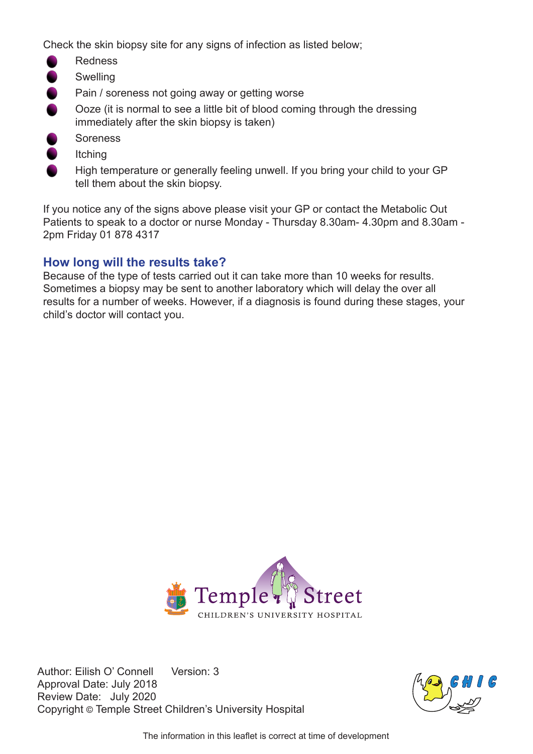Check the skin biopsy site for any signs of infection as listed below;

- Redness
- Swelling
- Pain / soreness not going away or getting worse
- Ooze (it is normal to see a little bit of blood coming through the dressing immediately after the skin biopsy is taken)
- Soreness
- Itching
- High temperature or generally feeling unwell. If you bring your child to your GP tell them about the skin biopsy.

If you notice any of the signs above please visit your GP or contact the Metabolic Out Patients to speak to a doctor or nurse Monday - Thursday 8.30am- 4.30pm and 8.30am - 2pm Friday 01 878 4317

## How long will the results take?

Because of the type of tests carried out it can take more than 10 weeks for results. Sometimes a biopsy may be sent to another laboratory which will delay the over all results for a number of weeks. However, if a diagnosis is found during these stages, your child's doctor will contact you.

Temple Street
CHILDREN'S UNIVERSITY HOSPITAL

Author: Eilish O' Connell Version: 3
Approval Date: July 2018
Review Date: July 2020
Copyright © Temple Street Children's University Hospital

CHIC

The information in this leaflet is correct at time of development